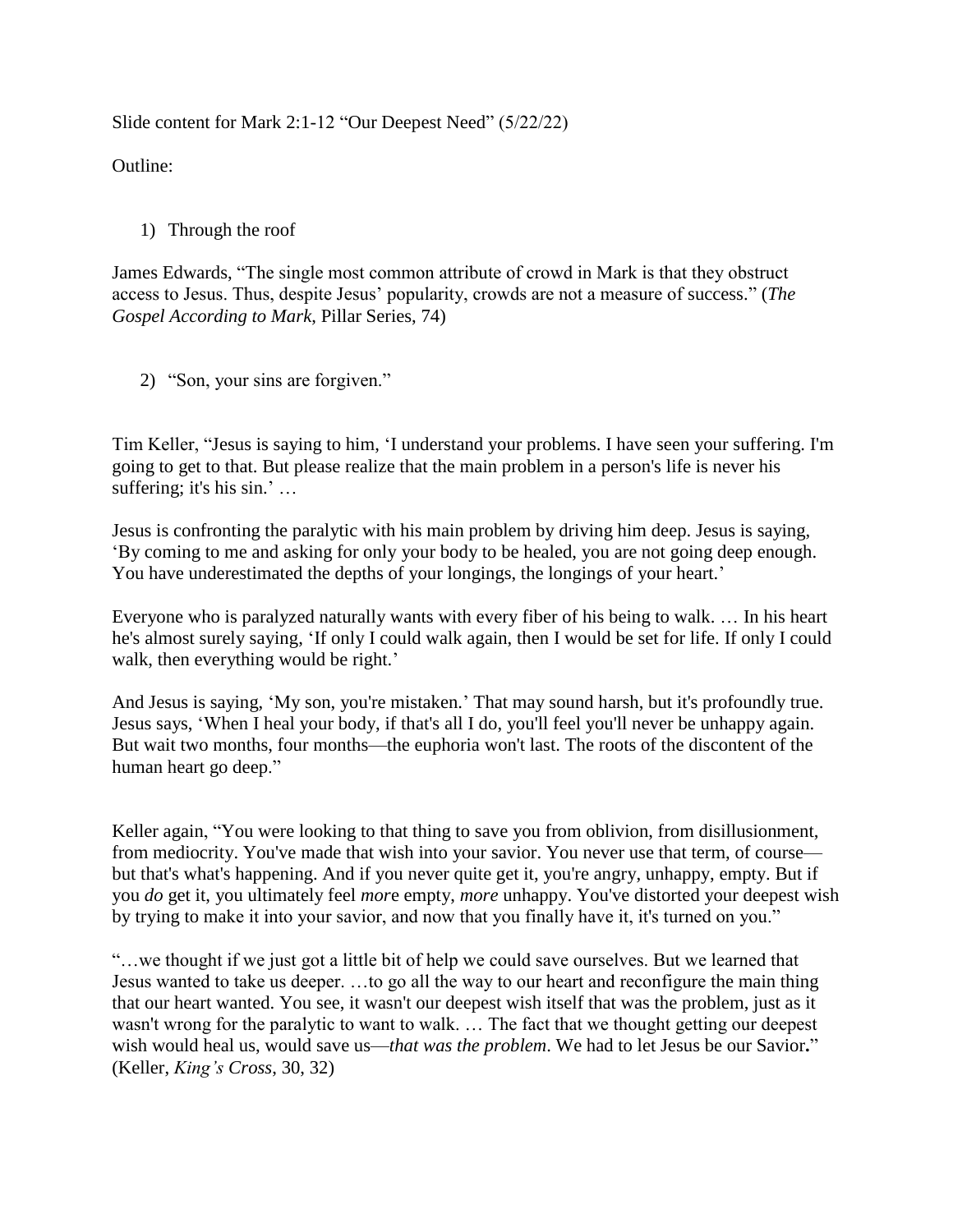Slide content for Mark 2:1-12 “Our Deepest Need” (5/22/22)

Outline:

1) Through the roof

James Edwards, “The single most common attribute of crowd in Mark is that they obstruct access to Jesus. Thus, despite Jesus’ popularity, crowds are not a measure of success.” (*The Gospel According to Mark*, Pillar Series, 74)

2) “Son, your sins are forgiven.”

Tim Keller, “Jesus is saying to him, ‘I understand your problems. I have seen your suffering. I'm going to get to that. But please realize that the main problem in a person's life is never his suffering; it's his sin.’ …

Jesus is confronting the paralytic with his main problem by driving him deep. Jesus is saying, ‘By coming to me and asking for only your body to be healed, you are not going deep enough. You have underestimated the depths of your longings, the longings of your heart.’

Everyone who is paralyzed naturally wants with every fiber of his being to walk. … In his heart he's almost surely saying, ‘If only I could walk again, then I would be set for life. If only I could walk, then everything would be right.’

And Jesus is saying, ‘My son, you're mistaken.’ That may sound harsh, but it's profoundly true. Jesus says, ‘When I heal your body, if that's all I do, you'll feel you'll never be unhappy again. But wait two months, four months—the euphoria won't last. The roots of the discontent of the human heart go deep.”

Keller again, “You were looking to that thing to save you from oblivion, from disillusionment, from mediocrity. You've made that wish into your savior. You never use that term, of course—but that's what's happening. And if you never quite get it, you're angry, unhappy, empty. But if you *do* get it, you ultimately feel *mor*e empty, *more* unhappy. You've distorted your deepest wish by trying to make it into your savior, and now that you finally have it, it's turned on you.”

“…we thought if we just got a little bit of help we could save ourselves. But we learned that Jesus wanted to take us deeper. …to go all the way to our heart and reconfigure the main thing that our heart wanted. You see, it wasn't our deepest wish itself that was the problem, just as it wasn't wrong for the paralytic to want to walk. … The fact that we thought getting our deepest wish would heal us, would save us—*that was the problem*. We had to let Jesus be our Savior**.**” (Keller, *King’s Cross*, 30, 32)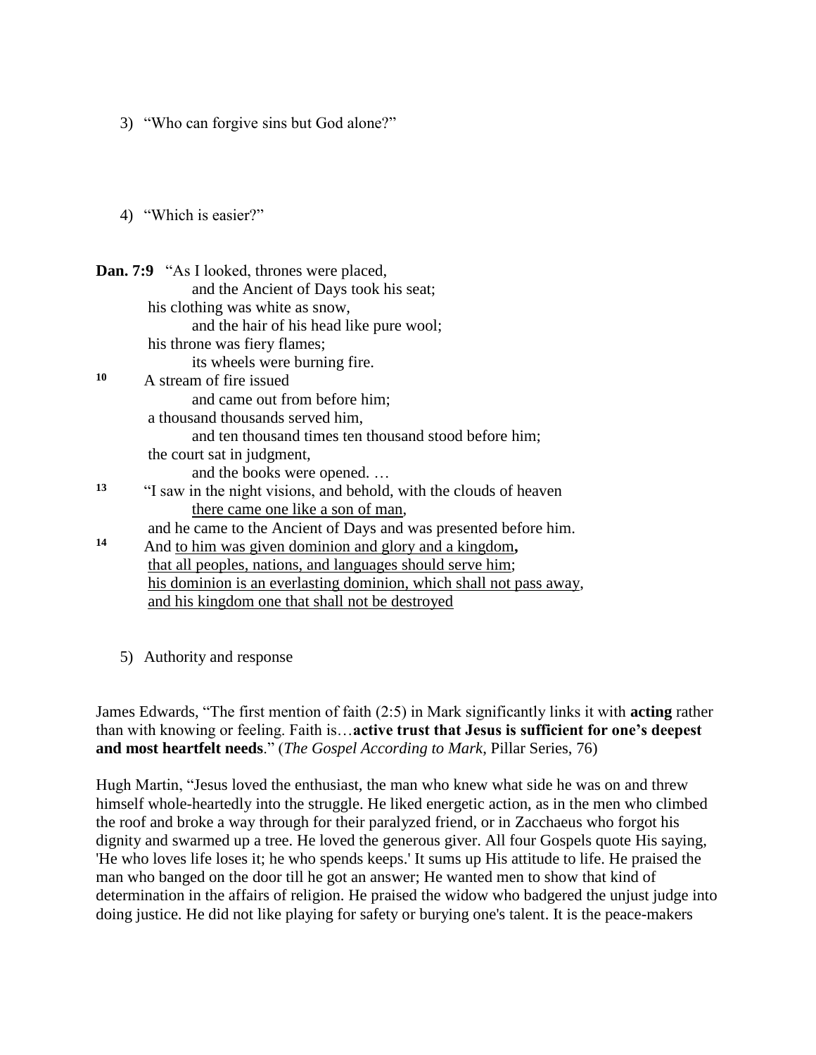3) "Who can forgive sins but God alone?"

4) "Which is easier?"

**Dan. 7:9** "As I looked, thrones were placed,
 and the Ancient of Days took his seat;
 his clothing was white as snow,
 and the hair of his head like pure wool;
 his throne was fiery flames;
 its wheels were burning fire.
**10** A stream of fire issued
 and came out from before him;
 a thousand thousands served him,
 and ten thousand times ten thousand stood before him;
 the court sat in judgment,
 and the books were opened. …
**13** "I saw in the night visions, and behold, with the clouds of heaven
 <u>there came one like a son of man</u>,
 and he came to the Ancient of Days and was presented before him.
**14** And <u>to him was given dominion and glory and a kingdom</u>**,**
 <u>that all peoples, nations, and languages should serve him</u>;
 <u>his dominion is an everlasting dominion, which shall not pass away</u>,
 <u>and his kingdom one that shall not be destroyed</u>

5) Authority and response

James Edwards, "The first mention of faith (2:5) in Mark significantly links it with **acting** rather than with knowing or feeling. Faith is…**active trust that Jesus is sufficient for one's deepest and most heartfelt needs**." (*The Gospel According to Mark*, Pillar Series, 76)

Hugh Martin, "Jesus loved the enthusiast, the man who knew what side he was on and threw himself whole-heartedly into the struggle. He liked energetic action, as in the men who climbed the roof and broke a way through for their paralyzed friend, or in Zacchaeus who forgot his dignity and swarmed up a tree. He loved the generous giver. All four Gospels quote His saying, 'He who loves life loses it; he who spends keeps.' It sums up His attitude to life. He praised the man who banged on the door till he got an answer; He wanted men to show that kind of determination in the affairs of religion. He praised the widow who badgered the unjust judge into doing justice. He did not like playing for safety or burying one's talent. It is the peace-makers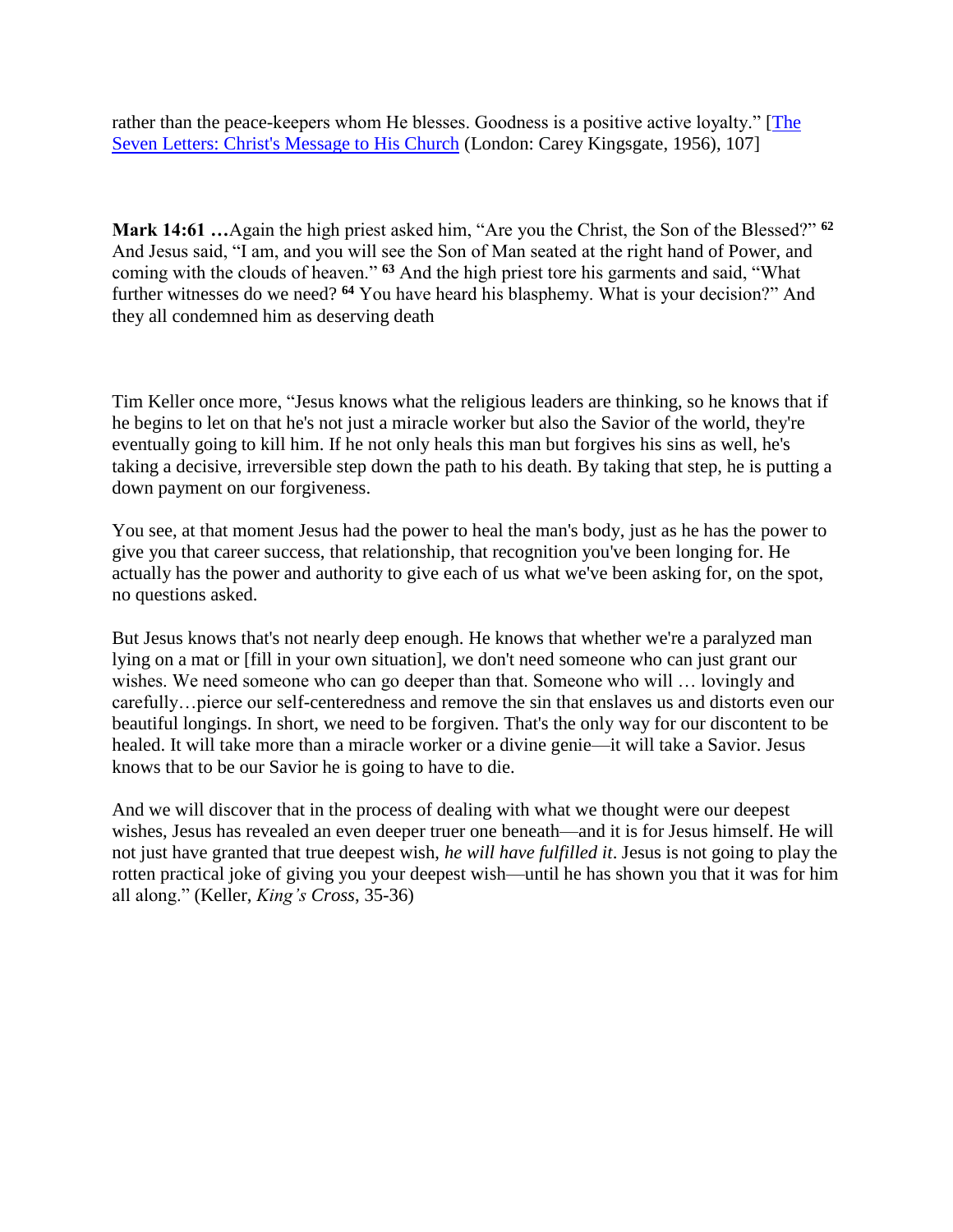rather than the peace-keepers whom He blesses. Goodness is a positive active loyalty." [The Seven Letters: Christ's Message to His Church (London: Carey Kingsgate, 1956), 107]

**Mark 14:61 …**Again the high priest asked him, "Are you the Christ, the Son of the Blessed?" **62** And Jesus said, "I am, and you will see the Son of Man seated at the right hand of Power, and coming with the clouds of heaven." **63** And the high priest tore his garments and said, "What further witnesses do we need? **64** You have heard his blasphemy. What is your decision?" And they all condemned him as deserving death

Tim Keller once more, "Jesus knows what the religious leaders are thinking, so he knows that if he begins to let on that he's not just a miracle worker but also the Savior of the world, they're eventually going to kill him. If he not only heals this man but forgives his sins as well, he's taking a decisive, irreversible step down the path to his death. By taking that step, he is putting a down payment on our forgiveness.

You see, at that moment Jesus had the power to heal the man's body, just as he has the power to give you that career success, that relationship, that recognition you've been longing for. He actually has the power and authority to give each of us what we've been asking for, on the spot, no questions asked.

But Jesus knows that's not nearly deep enough. He knows that whether we're a paralyzed man lying on a mat or [fill in your own situation], we don't need someone who can just grant our wishes. We need someone who can go deeper than that. Someone who will … lovingly and carefully…pierce our self-centeredness and remove the sin that enslaves us and distorts even our beautiful longings. In short, we need to be forgiven. That's the only way for our discontent to be healed. It will take more than a miracle worker or a divine genie—it will take a Savior. Jesus knows that to be our Savior he is going to have to die.

And we will discover that in the process of dealing with what we thought were our deepest wishes, Jesus has revealed an even deeper truer one beneath—and it is for Jesus himself. He will not just have granted that true deepest wish, *he will have fulfilled it*. Jesus is not going to play the rotten practical joke of giving you your deepest wish—until he has shown you that it was for him all along." (Keller, *King's Cross*, 35-36)